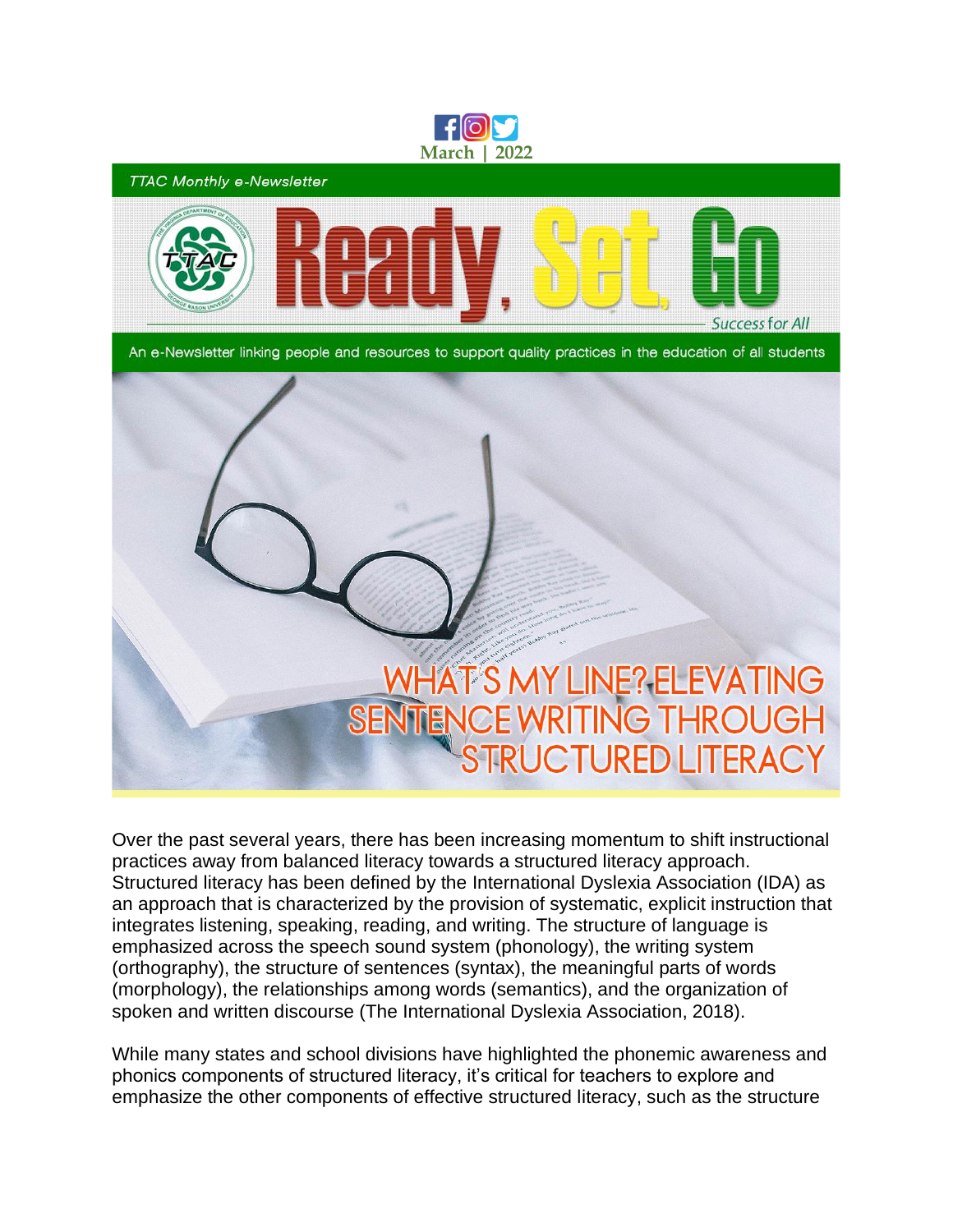March | 2022

*TTAC Monthly e-Newsletter*

# Ready, Set, Go

Success for All

An e-Newsletter linking people and resources to support quality practices in the education of all students

# WHAT'S MY LINE? ELEVATING SENTENCE WRITING THROUGH STRUCTURED LITERACY

Over the past several years, there has been increasing momentum to shift instructional practices away from balanced literacy towards a structured literacy approach. Structured literacy has been defined by the International Dyslexia Association (IDA) as an approach that is characterized by the provision of systematic, explicit instruction that integrates listening, speaking, reading, and writing. The structure of language is emphasized across the speech sound system (phonology), the writing system (orthography), the structure of sentences (syntax), the meaningful parts of words (morphology), the relationships among words (semantics), and the organization of spoken and written discourse (The International Dyslexia Association, 2018).

While many states and school divisions have highlighted the phonemic awareness and phonics components of structured literacy, it's critical for teachers to explore and emphasize the other components of effective structured literacy, such as the structure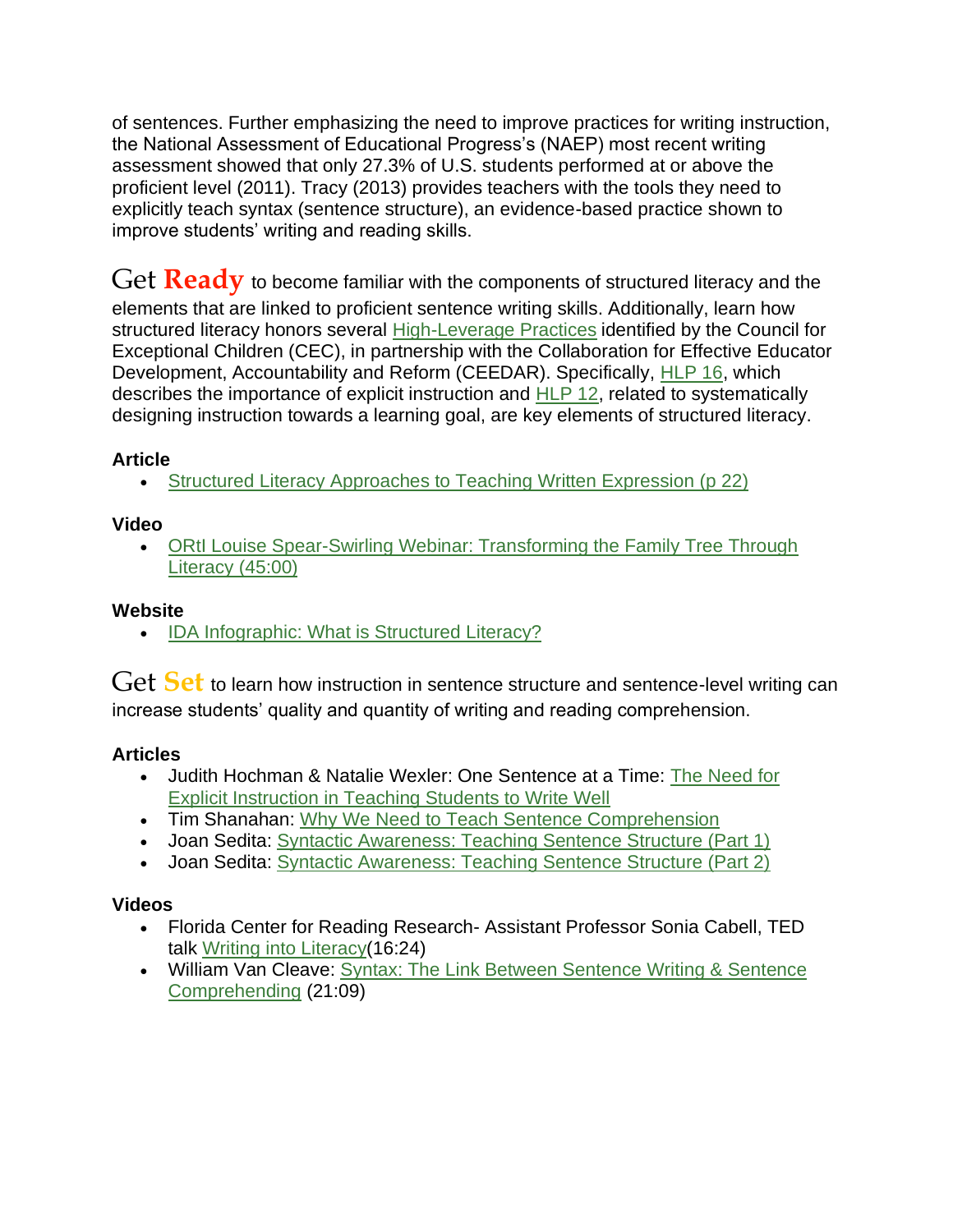of sentences. Further emphasizing the need to improve practices for writing instruction, the National Assessment of Educational Progress's (NAEP) most recent writing assessment showed that only 27.3% of U.S. students performed at or above the proficient level (2011). Tracy (2013) provides teachers with the tools they need to explicitly teach syntax (sentence structure), an evidence-based practice shown to improve students' writing and reading skills.

Get **Ready** to become familiar with the components of structured literacy and the elements that are linked to proficient sentence writing skills. Additionally, learn how structured literacy honors several High-Leverage Practices identified by the Council for Exceptional Children (CEC), in partnership with the Collaboration for Effective Educator Development, Accountability and Reform (CEEDAR). Specifically, HLP 16, which describes the importance of explicit instruction and HLP 12, related to systematically designing instruction towards a learning goal, are key elements of structured literacy.

**Article**

- Structured Literacy Approaches to Teaching Written Expression (p 22)

**Video**

- ORtI Louise Spear-Swirling Webinar: Transforming the Family Tree Through Literacy (45:00)

**Website**

- IDA Infographic: What is Structured Literacy?

Get **Set** to learn how instruction in sentence structure and sentence-level writing can increase students' quality and quantity of writing and reading comprehension.

**Articles**

- Judith Hochman & Natalie Wexler: One Sentence at a Time: The Need for Explicit Instruction in Teaching Students to Write Well
- Tim Shanahan: Why We Need to Teach Sentence Comprehension
- Joan Sedita: Syntactic Awareness: Teaching Sentence Structure (Part 1)
- Joan Sedita: Syntactic Awareness: Teaching Sentence Structure (Part 2)

**Videos**

- Florida Center for Reading Research- Assistant Professor Sonia Cabell, TED talk Writing into Literacy(16:24)
- William Van Cleave: Syntax: The Link Between Sentence Writing & Sentence Comprehending (21:09)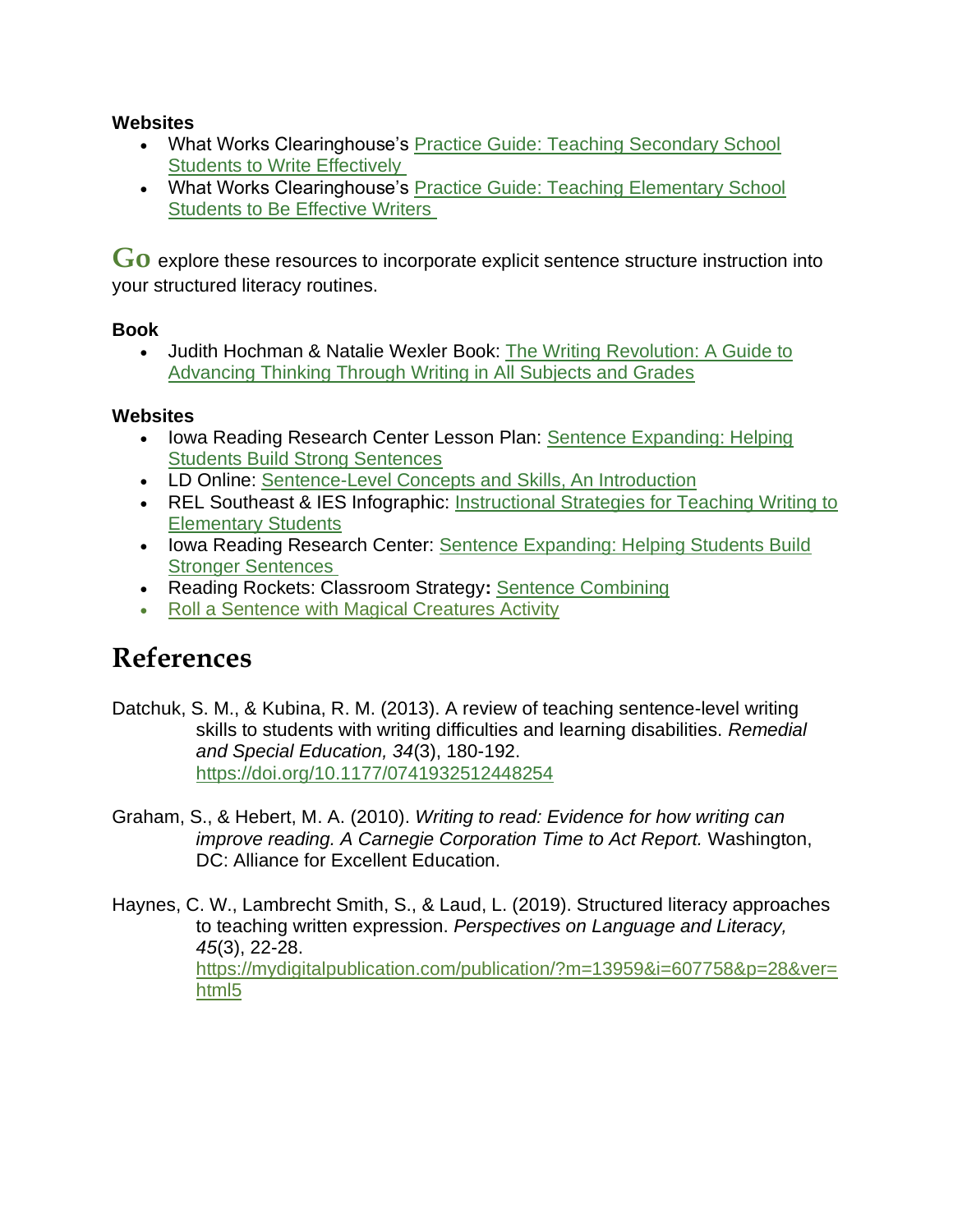**Websites**

- What Works Clearinghouse's Practice Guide: Teaching Secondary School Students to Write Effectively
- What Works Clearinghouse's Practice Guide: Teaching Elementary School Students to Be Effective Writers

**Go** explore these resources to incorporate explicit sentence structure instruction into your structured literacy routines.

**Book**

- Judith Hochman & Natalie Wexler Book: The Writing Revolution: A Guide to Advancing Thinking Through Writing in All Subjects and Grades

**Websites**

- Iowa Reading Research Center Lesson Plan: Sentence Expanding: Helping Students Build Strong Sentences
- LD Online: Sentence-Level Concepts and Skills, An Introduction
- REL Southeast & IES Infographic: Instructional Strategies for Teaching Writing to Elementary Students
- Iowa Reading Research Center: Sentence Expanding: Helping Students Build Stronger Sentences
- Reading Rockets: Classroom Strategy**:** Sentence Combining
- Roll a Sentence with Magical Creatures Activity

# References

Datchuk, S. M., & Kubina, R. M. (2013). A review of teaching sentence-level writing skills to students with writing difficulties and learning disabilities. *Remedial and Special Education, 34*(3), 180-192. https://doi.org/10.1177/0741932512448254

Graham, S., & Hebert, M. A. (2010). *Writing to read: Evidence for how writing can improve reading. A Carnegie Corporation Time to Act Report.* Washington, DC: Alliance for Excellent Education.

Haynes, C. W., Lambrecht Smith, S., & Laud, L. (2019). Structured literacy approaches to teaching written expression. *Perspectives on Language and Literacy, 45*(3), 22-28. https://mydigitalpublication.com/publication/?m=13959&i=607758&p=28&ver=html5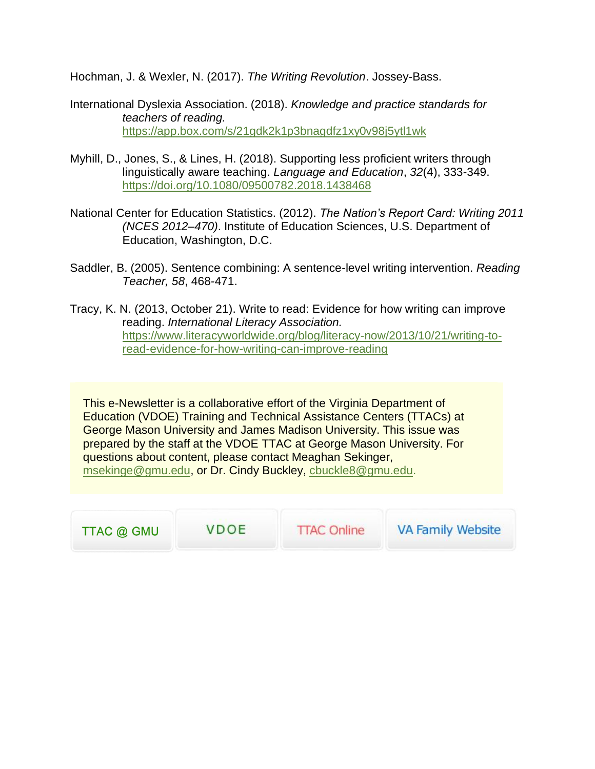Hochman, J. & Wexler, N. (2017). *The Writing Revolution*. Jossey-Bass.

International Dyslexia Association. (2018). *Knowledge and practice standards for teachers of reading.* https://app.box.com/s/21gdk2k1p3bnagdfz1xy0v98j5ytl1wk

Myhill, D., Jones, S., & Lines, H. (2018). Supporting less proficient writers through linguistically aware teaching. *Language and Education*, *32*(4), 333-349. https://doi.org/10.1080/09500782.2018.1438468

National Center for Education Statistics. (2012). *The Nation's Report Card: Writing 2011 (NCES 2012–470)*. Institute of Education Sciences, U.S. Department of Education, Washington, D.C.

Saddler, B. (2005). Sentence combining: A sentence-level writing intervention. *Reading Teacher, 58*, 468-471.

Tracy, K. N. (2013, October 21). Write to read: Evidence for how writing can improve reading. *International Literacy Association.* https://www.literacyworldwide.org/blog/literacy-now/2013/10/21/writing-to-read-evidence-for-how-writing-can-improve-reading

This e-Newsletter is a collaborative effort of the Virginia Department of Education (VDOE) Training and Technical Assistance Centers (TTACs) at George Mason University and James Madison University. This issue was prepared by the staff at the VDOE TTAC at George Mason University. For questions about content, please contact Meaghan Sekinger, msekinge@gmu.edu, or Dr. Cindy Buckley, cbuckle8@gmu.edu.

TTAC @ GMU | VDOE | TTAC Online | VA Family Website